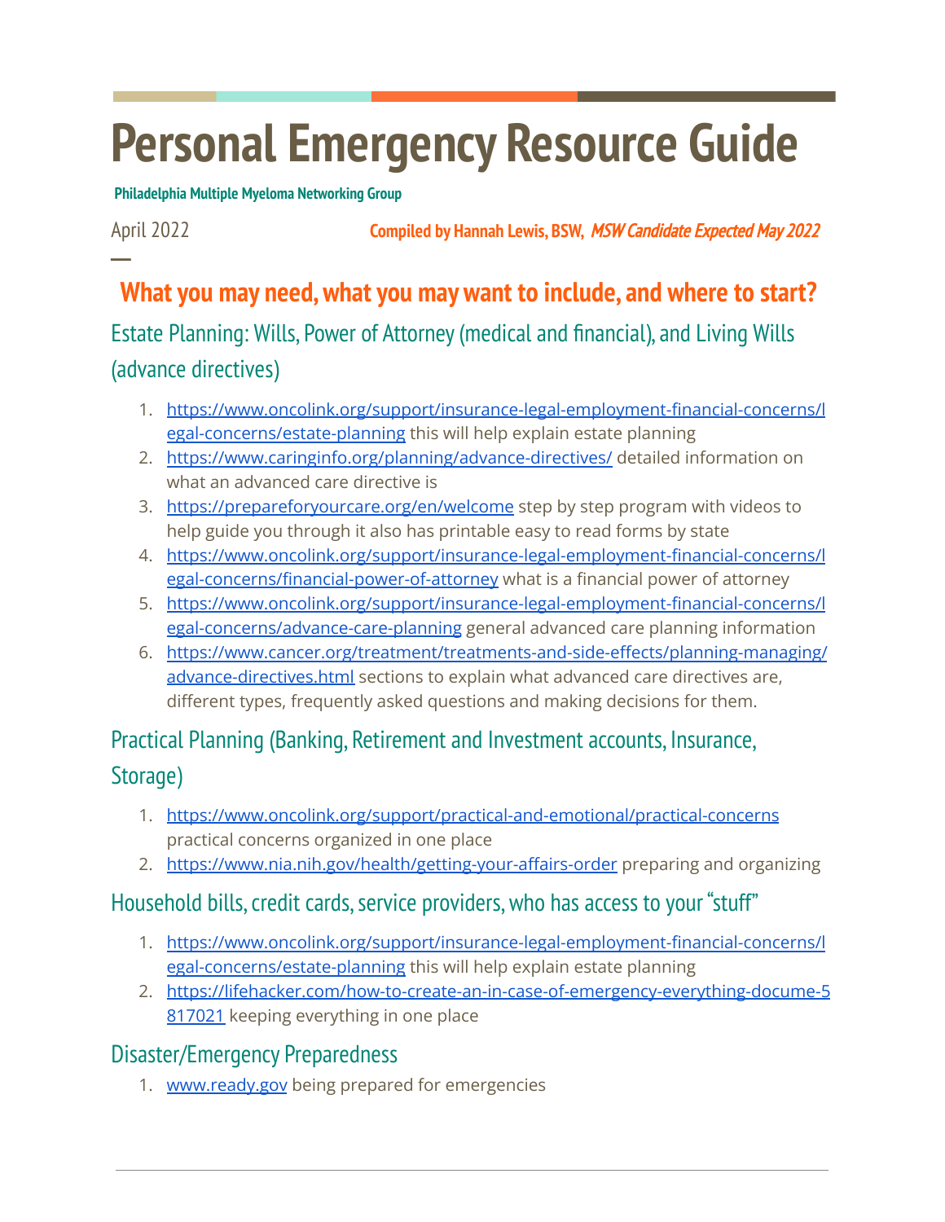# Personal Emergency Resource Guide

**Philadelphia Multiple Myeloma Networking Group**

April 2022 **Compiled by Hannah Lewis, BSW,** ***MSW Candidate Expected May 2022***

## What you may need, what you may want to include, and where to start?

### Estate Planning: Wills, Power of Attorney (medical and financial), and Living Wills (advance directives)

1. https://www.oncolink.org/support/insurance-legal-employment-financial-concerns/legal-concerns/estate-planning this will help explain estate planning
2. https://www.caringinfo.org/planning/advance-directives/ detailed information on what an advanced care directive is
3. https://prepareforyourcare.org/en/welcome step by step program with videos to help guide you through it also has printable easy to read forms by state
4. https://www.oncolink.org/support/insurance-legal-employment-financial-concerns/legal-concerns/financial-power-of-attorney what is a financial power of attorney
5. https://www.oncolink.org/support/insurance-legal-employment-financial-concerns/legal-concerns/advance-care-planning general advanced care planning information
6. https://www.cancer.org/treatment/treatments-and-side-effects/planning-managing/advance-directives.html sections to explain what advanced care directives are, different types, frequently asked questions and making decisions for them.

### Practical Planning (Banking, Retirement and Investment accounts, Insurance, Storage)

1. https://www.oncolink.org/support/practical-and-emotional/practical-concerns practical concerns organized in one place
2. https://www.nia.nih.gov/health/getting-your-affairs-order preparing and organizing

### Household bills, credit cards, service providers, who has access to your "stuff"

1. https://www.oncolink.org/support/insurance-legal-employment-financial-concerns/legal-concerns/estate-planning this will help explain estate planning
2. https://lifehacker.com/how-to-create-an-in-case-of-emergency-everything-docume-5817021 keeping everything in one place

### Disaster/Emergency Preparedness

1. www.ready.gov being prepared for emergencies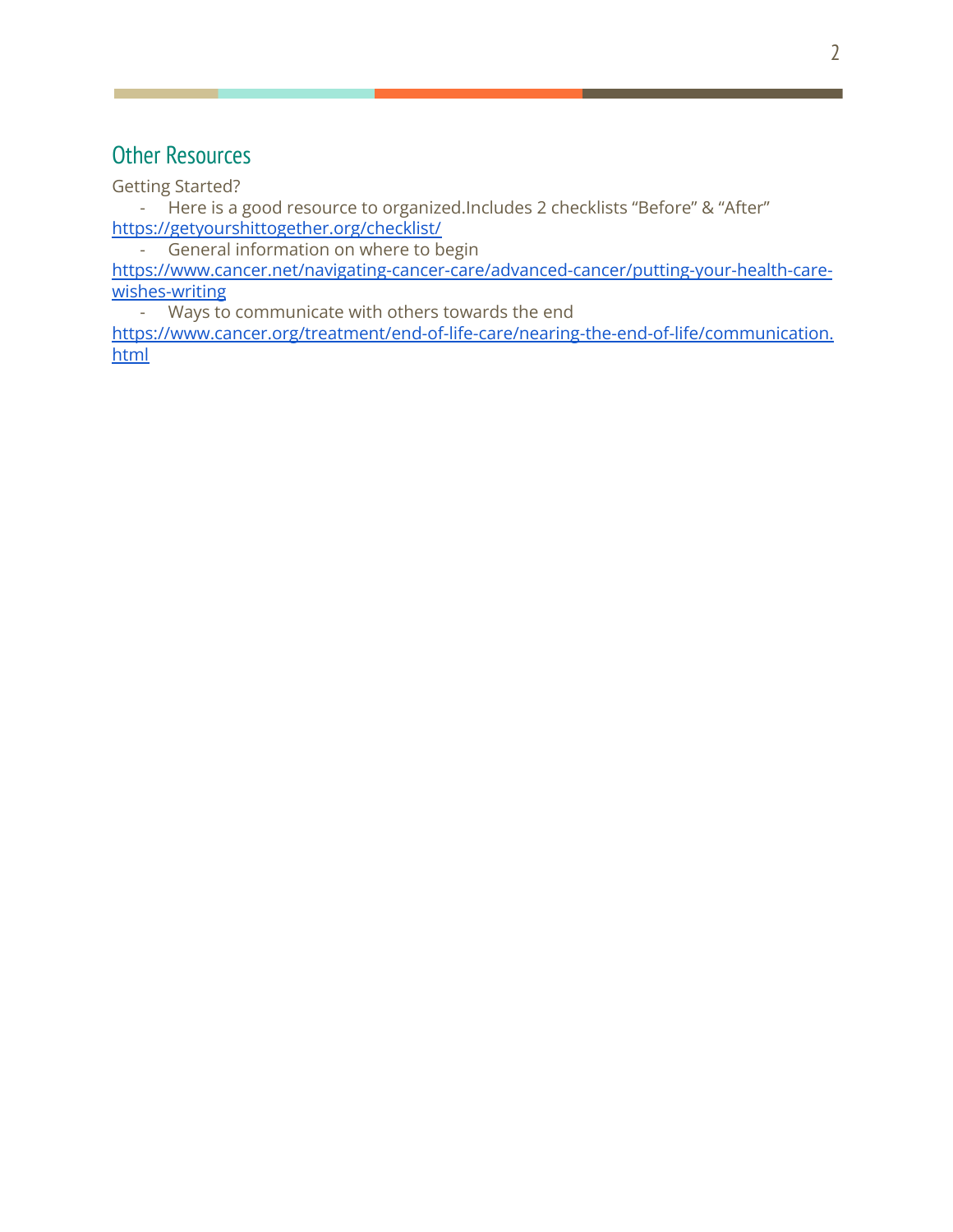## Other Resources

Getting Started?

- Here is a good resource to organized.Includes 2 checklists "Before" & "After"
https://getyourshittogether.org/checklist/
- General information on where to begin
https://www.cancer.net/navigating-cancer-care/advanced-cancer/putting-your-health-care-wishes-writing
- Ways to communicate with others towards the end
https://www.cancer.org/treatment/end-of-life-care/nearing-the-end-of-life/communication.html